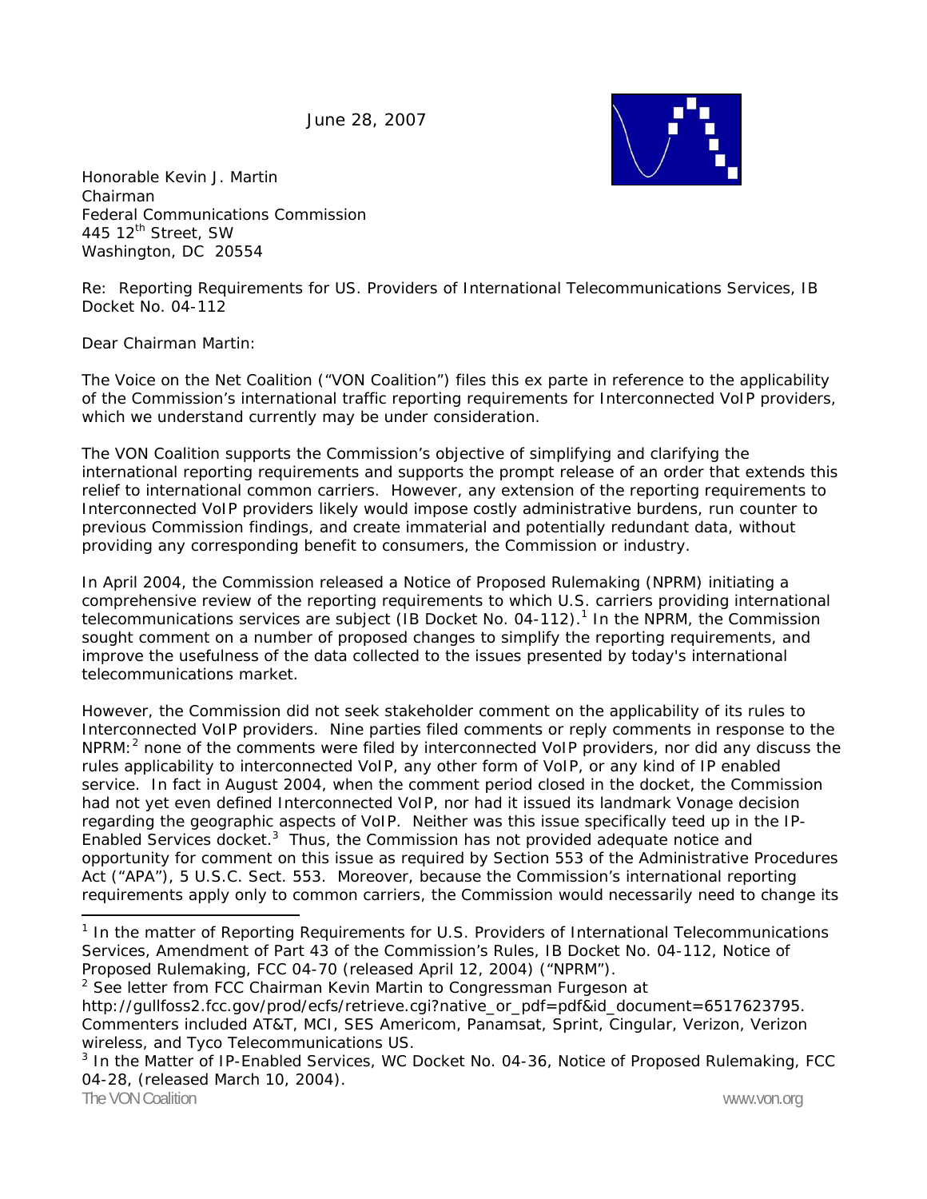June 28, 2007

Honorable Kevin J. Martin
Chairman
Federal Communications Commission
445 12th Street, SW
Washington, DC 20554

Re: Reporting Requirements for US. Providers of International Telecommunications Services, IB Docket No. 04-112

Dear Chairman Martin:

The Voice on the Net Coalition ("VON Coalition") files this ex parte in reference to the applicability of the Commission's international traffic reporting requirements for Interconnected VoIP providers, which we understand currently may be under consideration.

The VON Coalition supports the Commission's objective of simplifying and clarifying the international reporting requirements and supports the prompt release of an order that extends this relief to international common carriers. However, any extension of the reporting requirements to Interconnected VoIP providers likely would impose costly administrative burdens, run counter to previous Commission findings, and create immaterial and potentially redundant data, without providing any corresponding benefit to consumers, the Commission or industry.

In April 2004, the Commission released a Notice of Proposed Rulemaking (NPRM) initiating a comprehensive review of the reporting requirements to which U.S. carriers providing international telecommunications services are subject (IB Docket No. 04-112).[1] In the NPRM, the Commission sought comment on a number of proposed changes to simplify the reporting requirements, and improve the usefulness of the data collected to the issues presented by today's international telecommunications market.

However, the Commission did not seek stakeholder comment on the applicability of its rules to Interconnected VoIP providers. Nine parties filed comments or reply comments in response to the NPRM:[2] none of the comments were filed by interconnected VoIP providers, nor did any discuss the rules applicability to interconnected VoIP, any other form of VoIP, or any kind of IP enabled service. In fact in August 2004, when the comment period closed in the docket, the Commission had not yet even defined Interconnected VoIP, nor had it issued its landmark Vonage decision regarding the geographic aspects of VoIP. Neither was this issue specifically teed up in the IP-Enabled Services docket.[3] Thus, the Commission has not provided adequate notice and opportunity for comment on this issue as required by Section 553 of the Administrative Procedures Act ("APA"), 5 U.S.C. Sect. 553. Moreover, because the Commission's international reporting requirements apply only to common carriers, the Commission would necessarily need to change its

---

[1] In the matter of Reporting Requirements for U.S. Providers of International Telecommunications Services, Amendment of Part 43 of the Commission's Rules, IB Docket No. 04-112, Notice of Proposed Rulemaking, FCC 04-70 (released April 12, 2004) ("NPRM").

[2] See letter from FCC Chairman Kevin Martin to Congressman Furgeson at http://gullfoss2.fcc.gov/prod/ecfs/retrieve.cgi?native_or_pdf=pdf&id_document=6517623795. Commenters included AT&T, MCI, SES Americom, Panamsat, Sprint, Cingular, Verizon, Verizon wireless, and Tyco Telecommunications US.

[3] In the Matter of IP-Enabled Services, WC Docket No. 04-36, Notice of Proposed Rulemaking, FCC 04-28, (released March 10, 2004).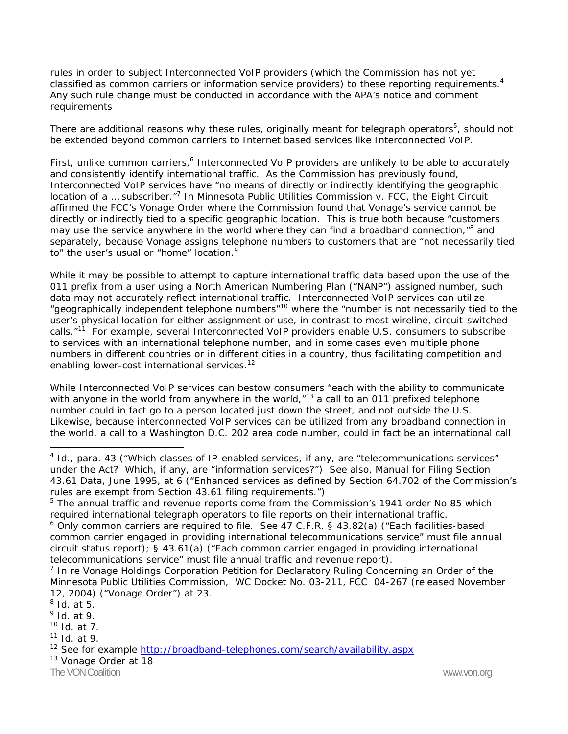rules in order to subject Interconnected VoIP providers (which the Commission has not yet classified as common carriers or information service providers) to these reporting requirements.[4] Any such rule change must be conducted in accordance with the APA's notice and comment requirements

There are additional reasons why these rules, originally meant for telegraph operators[5], should not be extended beyond common carriers to Internet based services like Interconnected VoIP.

First, unlike common carriers,[6] Interconnected VoIP providers are unlikely to be able to accurately and consistently identify international traffic. As the Commission has previously found, Interconnected VoIP services have "no means of directly or indirectly identifying the geographic location of a ... subscriber."[7] In Minnesota Public Utilities Commission v. FCC, the Eight Circuit affirmed the FCC's Vonage Order where the Commission found that Vonage's service cannot be directly or indirectly tied to a specific geographic location. This is true both because "customers may use the service anywhere in the world where they can find a broadband connection,"[8] and separately, because Vonage assigns telephone numbers to customers that are "not necessarily tied to" the user's usual or "home" location.[9]

While it may be possible to attempt to capture international traffic data based upon the use of the 011 prefix from a user using a North American Numbering Plan ("NANP") assigned number, such data may not accurately reflect international traffic. Interconnected VoIP services can utilize "geographically independent telephone numbers"[10] where the "number is not necessarily tied to the user's physical location for either assignment or use, in contrast to most wireline, circuit-switched calls."[11] For example, several Interconnected VoIP providers enable U.S. consumers to subscribe to services with an international telephone number, and in some cases even multiple phone numbers in different countries or in different cities in a country, thus facilitating competition and enabling lower-cost international services.[12]

While Interconnected VoIP services can bestow consumers "each with the ability to communicate with anyone in the world from anywhere in the world,"[13] a call to an 011 prefixed telephone number could in fact go to a person located just down the street, and not outside the U.S. Likewise, because interconnected VoIP services can be utilized from any broadband connection in the world, a call to a Washington D.C. 202 area code number, could in fact be an international call

---

[4] Id., para. 43 ("Which classes of IP-enabled services, if any, are "telecommunications services" under the Act? Which, if any, are "information services?") See also, Manual for Filing Section 43.61 Data, June 1995, at 6 ("Enhanced services as defined by Section 64.702 of the Commission's rules are exempt from Section 43.61 filing requirements.")

[5] The annual traffic and revenue reports come from the Commission's 1941 order No 85 which required international telegraph operators to file reports on their international traffic.

[6] Only common carriers are required to file. See 47 C.F.R. § 43.82(a) ("Each facilities-based common carrier engaged in providing international telecommunications service" must file annual circuit status report); § 43.61(a) ("Each common carrier engaged in providing international telecommunications service" must file annual traffic and revenue report).

[7] In re Vonage Holdings Corporation Petition for Declaratory Ruling Concerning an Order of the Minnesota Public Utilities Commission, WC Docket No. 03-211, FCC 04-267 (released November 12, 2004) ("Vonage Order") at 23.

[8] Id. at 5.

[9] Id. at 9.

[10] Id. at 7.

[11] Id. at 9.

[12] See for example http://broadband-telephones.com/search/availability.aspx

[13] Vonage Order at 18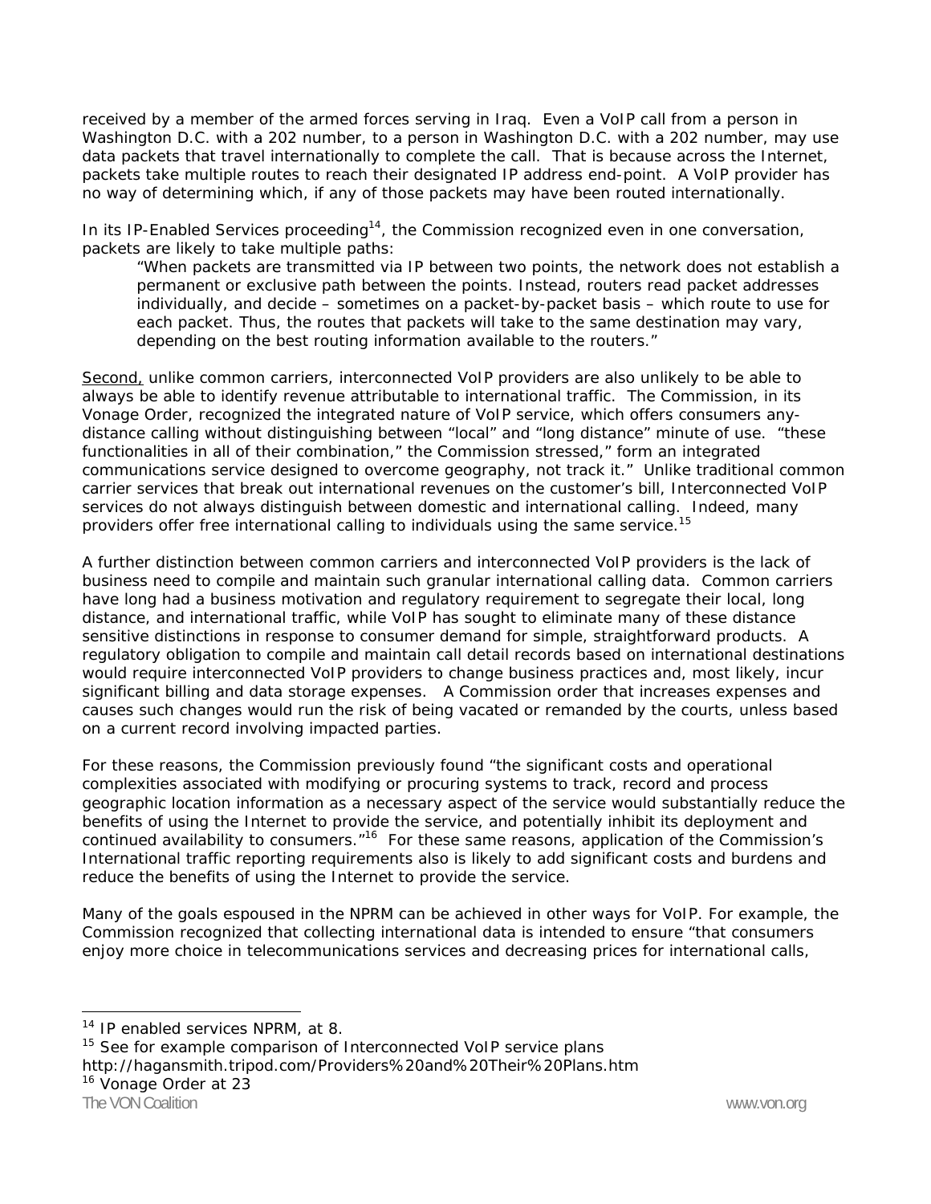received by a member of the armed forces serving in Iraq. Even a VoIP call from a person in Washington D.C. with a 202 number, to a person in Washington D.C. with a 202 number, may use data packets that travel internationally to complete the call. That is because across the Internet, packets take multiple routes to reach their designated IP address end-point. A VoIP provider has no way of determining which, if any of those packets may have been routed internationally.

In its IP-Enabled Services proceeding[14], the Commission recognized even in one conversation, packets are likely to take multiple paths:

> "When packets are transmitted via IP between two points, the network does not establish a permanent or exclusive path between the points. Instead, routers read packet addresses individually, and decide – sometimes on a packet-by-packet basis – which route to use for each packet. Thus, the routes that packets will take to the same destination may vary, depending on the best routing information available to the routers."

Second, unlike common carriers, interconnected VoIP providers are also unlikely to be able to always be able to identify revenue attributable to international traffic. The Commission, in its Vonage Order, recognized the integrated nature of VoIP service, which offers consumers any-distance calling without distinguishing between "local" and "long distance" minute of use. "these functionalities in all of their combination," the Commission stressed," form an integrated communications service designed to overcome geography, not track it." Unlike traditional common carrier services that break out international revenues on the customer's bill, Interconnected VoIP services do not always distinguish between domestic and international calling. Indeed, many providers offer free international calling to individuals using the same service.[15]

A further distinction between common carriers and interconnected VoIP providers is the lack of business need to compile and maintain such granular international calling data. Common carriers have long had a business motivation and regulatory requirement to segregate their local, long distance, and international traffic, while VoIP has sought to eliminate many of these distance sensitive distinctions in response to consumer demand for simple, straightforward products. A regulatory obligation to compile and maintain call detail records based on international destinations would require interconnected VoIP providers to change business practices and, most likely, incur significant billing and data storage expenses. A Commission order that increases expenses and causes such changes would run the risk of being vacated or remanded by the courts, unless based on a current record involving impacted parties.

For these reasons, the Commission previously found "the significant costs and operational complexities associated with modifying or procuring systems to track, record and process geographic location information as a necessary aspect of the service would substantially reduce the benefits of using the Internet to provide the service, and potentially inhibit its deployment and continued availability to consumers."[16] For these same reasons, application of the Commission's International traffic reporting requirements also is likely to add significant costs and burdens and reduce the benefits of using the Internet to provide the service.

Many of the goals espoused in the NPRM can be achieved in other ways for VoIP. For example, the Commission recognized that collecting international data is intended to ensure "that consumers enjoy more choice in telecommunications services and decreasing prices for international calls,

---

[14] IP enabled services NPRM, at 8.

[15] See for example comparison of Interconnected VoIP service plans http://hagansmith.tripod.com/Providers%20and%20Their%20Plans.htm

[16] Vonage Order at 23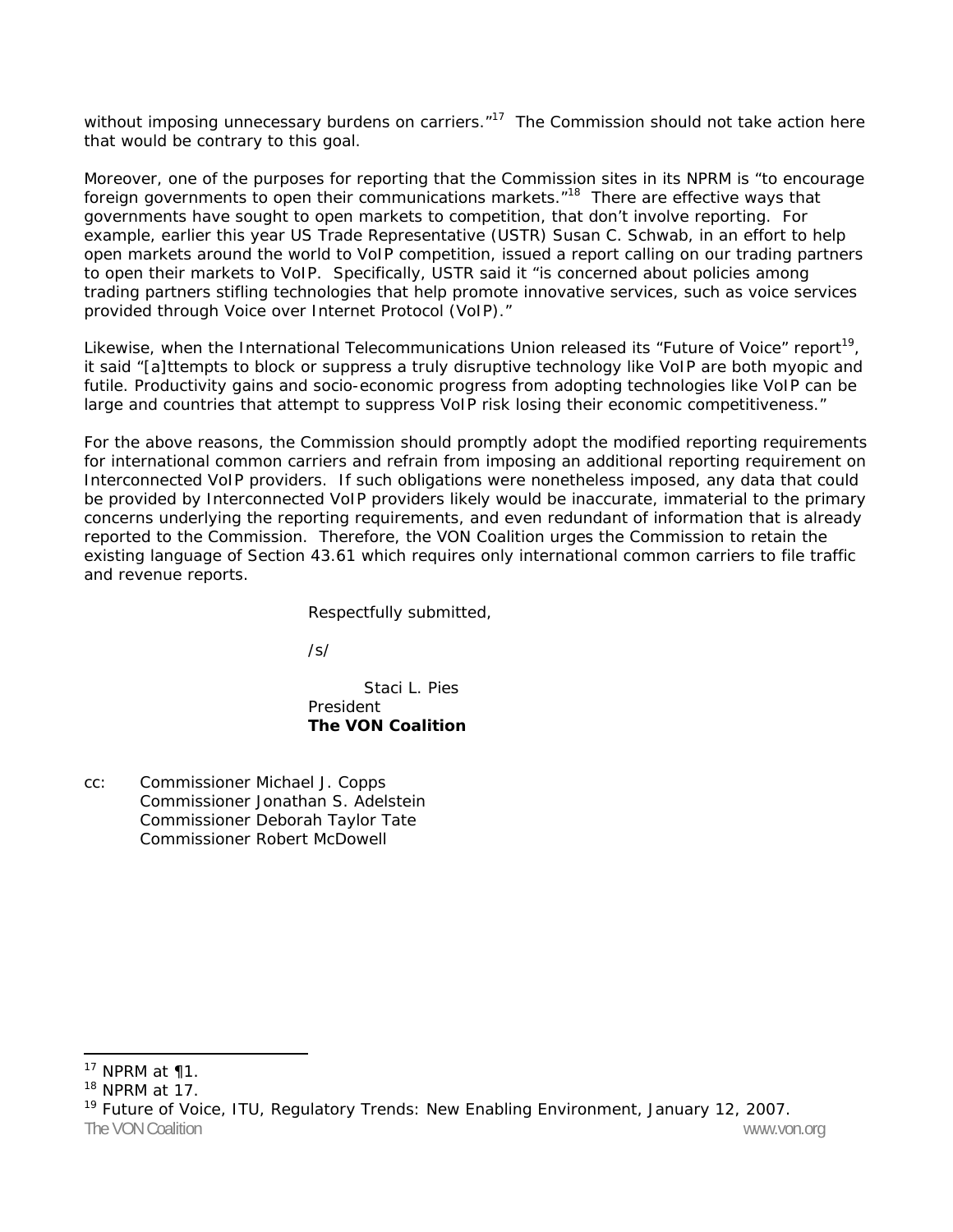without imposing unnecessary burdens on carriers."[17] The Commission should not take action here that would be contrary to this goal.

Moreover, one of the purposes for reporting that the Commission sites in its NPRM is "to encourage foreign governments to open their communications markets."[18] There are effective ways that governments have sought to open markets to competition, that don't involve reporting. For example, earlier this year US Trade Representative (USTR) Susan C. Schwab, in an effort to help open markets around the world to VoIP competition, issued a report calling on our trading partners to open their markets to VoIP. Specifically, USTR said it "is concerned about policies among trading partners stifling technologies that help promote innovative services, such as voice services provided through Voice over Internet Protocol (VoIP)."

Likewise, when the International Telecommunications Union released its "Future of Voice" report[19], it said "[a]ttempts to block or suppress a truly disruptive technology like VoIP are both myopic and futile. Productivity gains and socio-economic progress from adopting technologies like VoIP can be large and countries that attempt to suppress VoIP risk losing their economic competitiveness."

For the above reasons, the Commission should promptly adopt the modified reporting requirements for international common carriers and refrain from imposing an additional reporting requirement on Interconnected VoIP providers. If such obligations were nonetheless imposed, any data that could be provided by Interconnected VoIP providers likely would be inaccurate, immaterial to the primary concerns underlying the reporting requirements, and even redundant of information that is already reported to the Commission. Therefore, the VON Coalition urges the Commission to retain the existing language of Section 43.61 which requires only international common carriers to file traffic and revenue reports.

Respectfully submitted,

/s/

Staci L. Pies
President
**The VON Coalition**

cc: Commissioner Michael J. Copps
Commissioner Jonathan S. Adelstein
Commissioner Deborah Taylor Tate
Commissioner Robert McDowell

---

[17] NPRM at ¶1.

[18] NPRM at 17.

[19] Future of Voice, ITU, Regulatory Trends: New Enabling Environment, January 12, 2007.